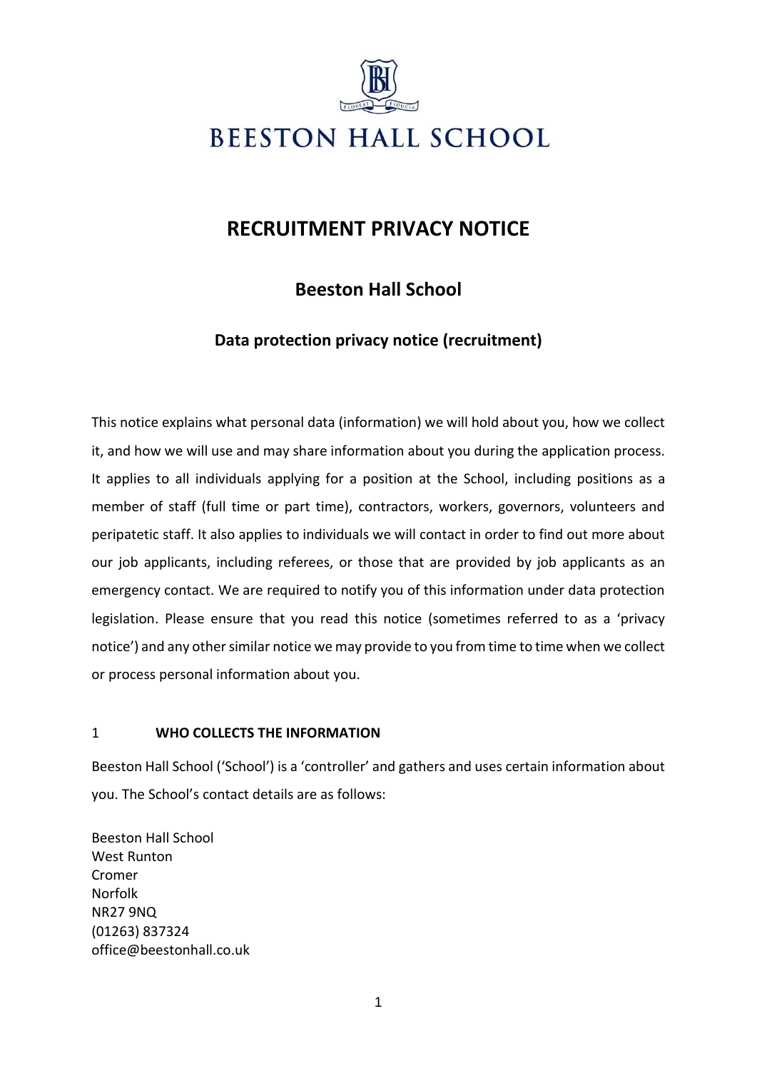# BEESTON HALL SCHOOL

# RECRUITMENT PRIVACY NOTICE

## Beeston Hall School

### Data protection privacy notice (recruitment)

This notice explains what personal data (information) we will hold about you, how we collect it, and how we will use and may share information about you during the application process. It applies to all individuals applying for a position at the School, including positions as a member of staff (full time or part time), contractors, workers, governors, volunteers and peripatetic staff. It also applies to individuals we will contact in order to find out more about our job applicants, including referees, or those that are provided by job applicants as an emergency contact. We are required to notify you of this information under data protection legislation. Please ensure that you read this notice (sometimes referred to as a 'privacy notice') and any other similar notice we may provide to you from time to time when we collect or process personal information about you.

1 **WHO COLLECTS THE INFORMATION**

Beeston Hall School ('School') is a 'controller' and gathers and uses certain information about you. The School's contact details are as follows:

Beeston Hall School
West Runton
Cromer
Norfolk
NR27 9NQ
(01263) 837324
office@beestonhall.co.uk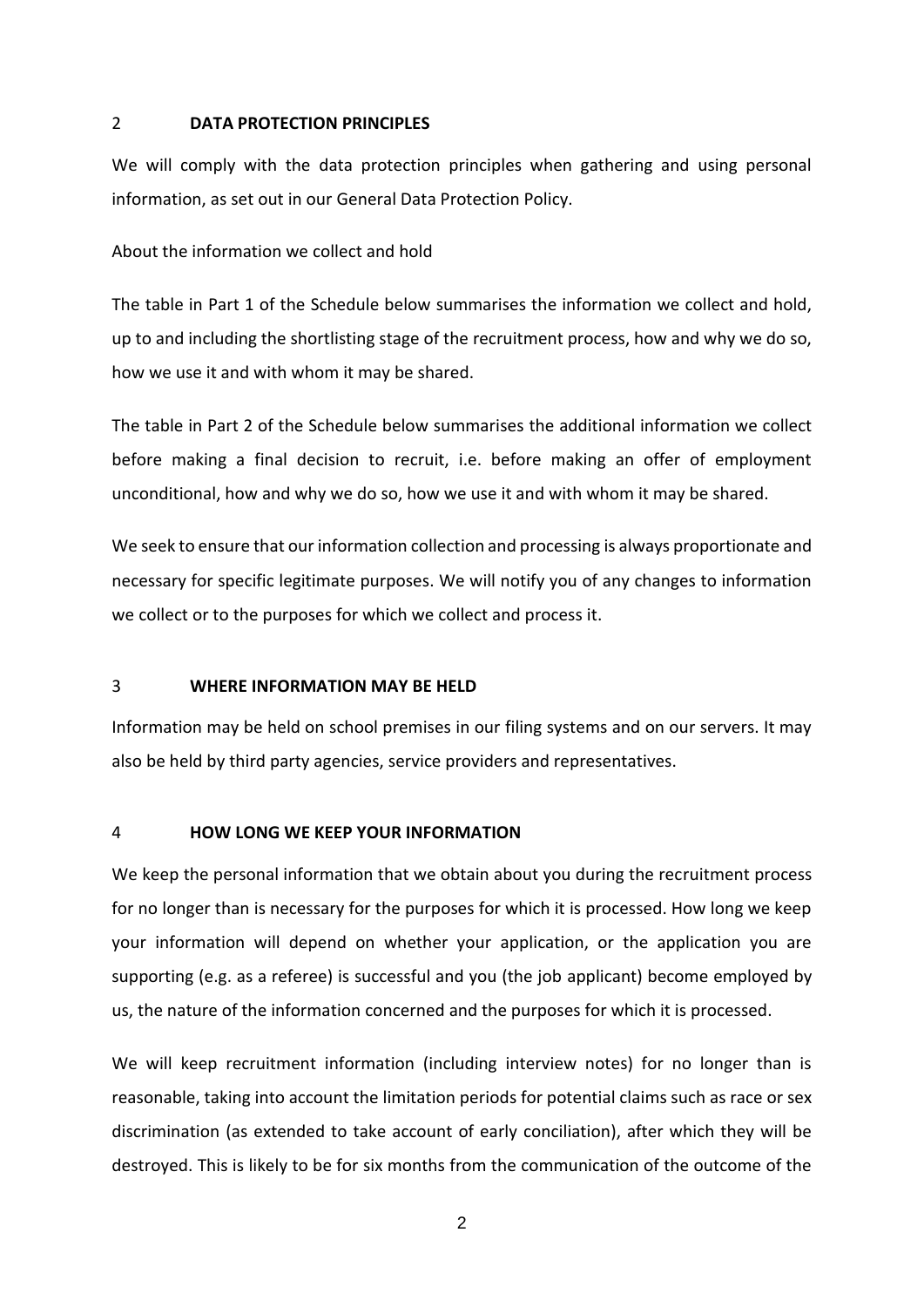## 2 DATA PROTECTION PRINCIPLES

We will comply with the data protection principles when gathering and using personal information, as set out in our General Data Protection Policy.

About the information we collect and hold

The table in Part 1 of the Schedule below summarises the information we collect and hold, up to and including the shortlisting stage of the recruitment process, how and why we do so, how we use it and with whom it may be shared.

The table in Part 2 of the Schedule below summarises the additional information we collect before making a final decision to recruit, i.e. before making an offer of employment unconditional, how and why we do so, how we use it and with whom it may be shared.

We seek to ensure that our information collection and processing is always proportionate and necessary for specific legitimate purposes. We will notify you of any changes to information we collect or to the purposes for which we collect and process it.

## 3 WHERE INFORMATION MAY BE HELD

Information may be held on school premises in our filing systems and on our servers. It may also be held by third party agencies, service providers and representatives.

## 4 HOW LONG WE KEEP YOUR INFORMATION

We keep the personal information that we obtain about you during the recruitment process for no longer than is necessary for the purposes for which it is processed. How long we keep your information will depend on whether your application, or the application you are supporting (e.g. as a referee) is successful and you (the job applicant) become employed by us, the nature of the information concerned and the purposes for which it is processed.

We will keep recruitment information (including interview notes) for no longer than is reasonable, taking into account the limitation periods for potential claims such as race or sex discrimination (as extended to take account of early conciliation), after which they will be destroyed. This is likely to be for six months from the communication of the outcome of the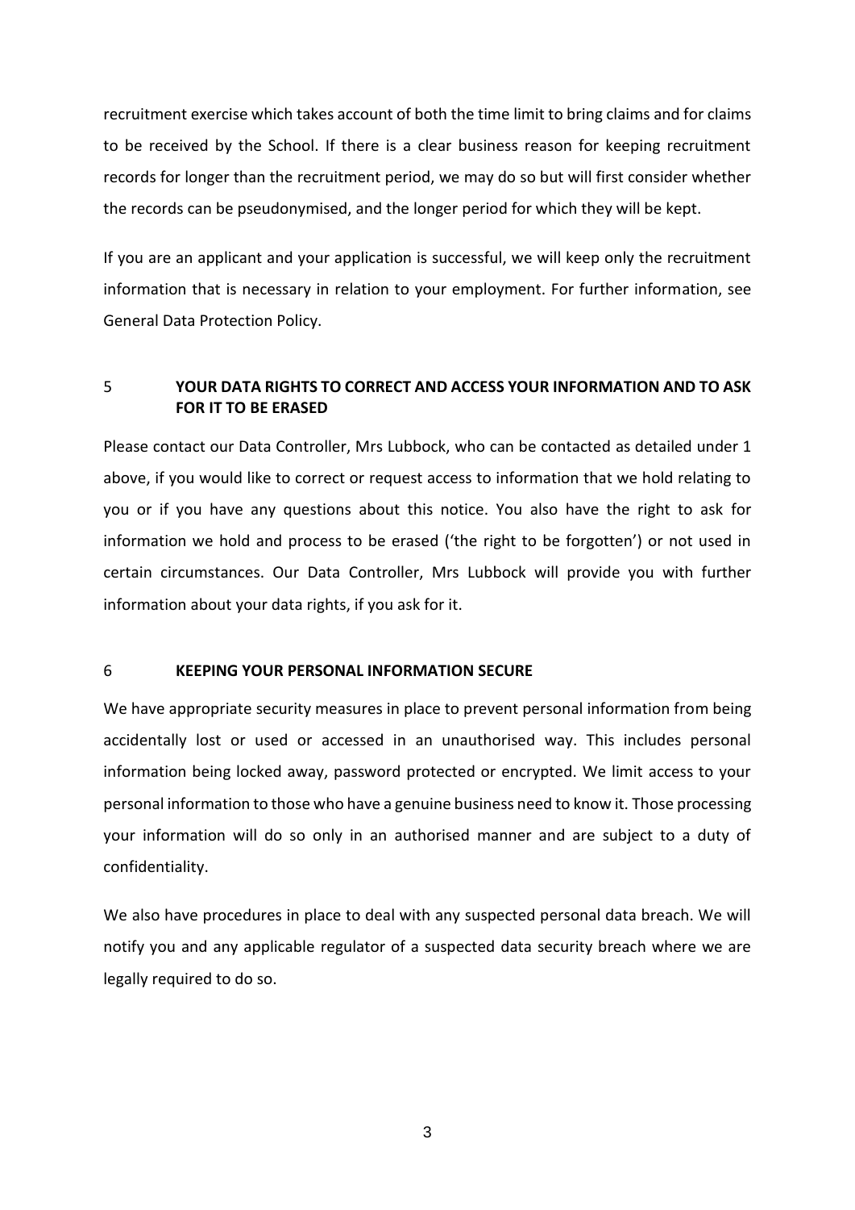recruitment exercise which takes account of both the time limit to bring claims and for claims to be received by the School. If there is a clear business reason for keeping recruitment records for longer than the recruitment period, we may do so but will first consider whether the records can be pseudonymised, and the longer period for which they will be kept.

If you are an applicant and your application is successful, we will keep only the recruitment information that is necessary in relation to your employment. For further information, see General Data Protection Policy.

## 5 YOUR DATA RIGHTS TO CORRECT AND ACCESS YOUR INFORMATION AND TO ASK FOR IT TO BE ERASED

Please contact our Data Controller, Mrs Lubbock, who can be contacted as detailed under 1 above, if you would like to correct or request access to information that we hold relating to you or if you have any questions about this notice. You also have the right to ask for information we hold and process to be erased ('the right to be forgotten') or not used in certain circumstances. Our Data Controller, Mrs Lubbock will provide you with further information about your data rights, if you ask for it.

## 6 KEEPING YOUR PERSONAL INFORMATION SECURE

We have appropriate security measures in place to prevent personal information from being accidentally lost or used or accessed in an unauthorised way. This includes personal information being locked away, password protected or encrypted. We limit access to your personal information to those who have a genuine business need to know it. Those processing your information will do so only in an authorised manner and are subject to a duty of confidentiality.

We also have procedures in place to deal with any suspected personal data breach. We will notify you and any applicable regulator of a suspected data security breach where we are legally required to do so.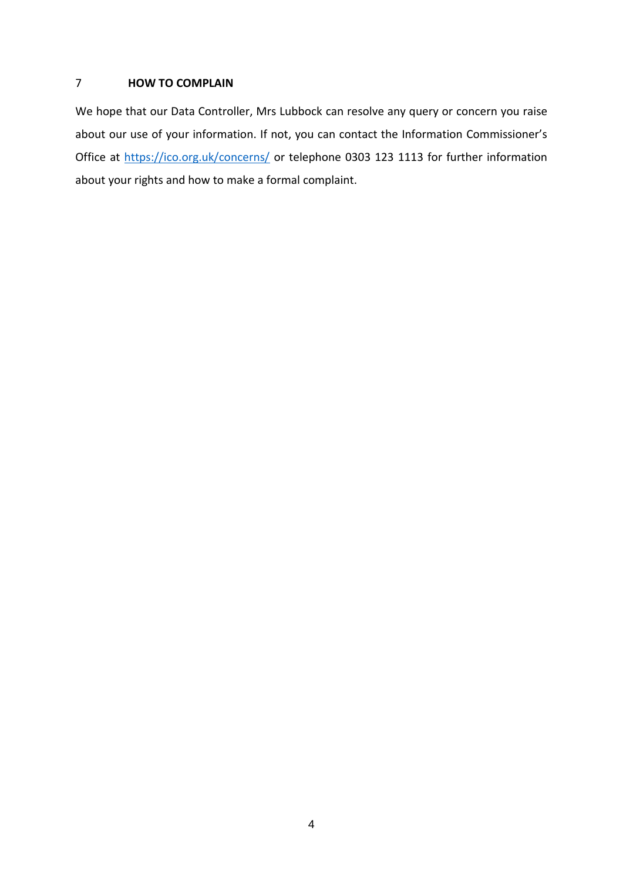## 7 HOW TO COMPLAIN

We hope that our Data Controller, Mrs Lubbock can resolve any query or concern you raise about our use of your information. If not, you can contact the Information Commissioner's Office at https://ico.org.uk/concerns/ or telephone 0303 123 1113 for further information about your rights and how to make a formal complaint.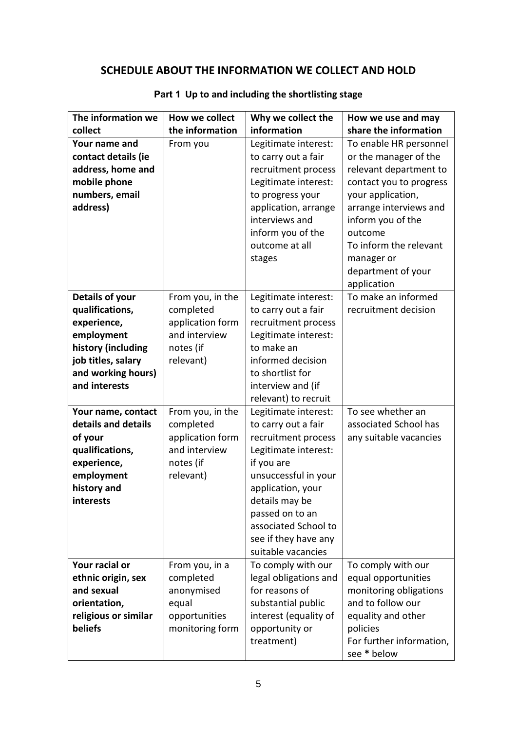## SCHEDULE ABOUT THE INFORMATION WE COLLECT AND HOLD

### Part 1 Up to and including the shortlisting stage

| The information we collect | How we collect the information | Why we collect the information | How we use and may share the information |
|---|---|---|---|
| **Your name and contact details (ie address, home and mobile phone numbers, email address)** | From you | Legitimate interest: to carry out a fair recruitment process<br>Legitimate interest: to progress your application, arrange interviews and inform you of the outcome at all stages | To enable HR personnel or the manager of the relevant department to contact you to progress your application, arrange interviews and inform you of the outcome<br>To inform the relevant manager or department of your application |
| **Details of your qualifications, experience, employment history (including job titles, salary and working hours) and interests** | From you, in the completed application form and interview notes (if relevant) | Legitimate interest: to carry out a fair recruitment process<br>Legitimate interest: to make an informed decision to shortlist for interview and (if relevant) to recruit | To make an informed recruitment decision |
| **Your name, contact details and details of your qualifications, experience, employment history and interests** | From you, in the completed application form and interview notes (if relevant) | Legitimate interest: to carry out a fair recruitment process<br>Legitimate interest: if you are unsuccessful in your application, your details may be passed on to an associated School to see if they have any suitable vacancies | To see whether an associated School has any suitable vacancies |
| **Your racial or ethnic origin, sex and sexual orientation, religious or similar beliefs** | From you, in a completed anonymised equal opportunities monitoring form | To comply with our legal obligations and for reasons of substantial public interest (equality of opportunity or treatment) | To comply with our equal opportunities monitoring obligations and to follow our equality and other policies<br>For further information, see **\*** below |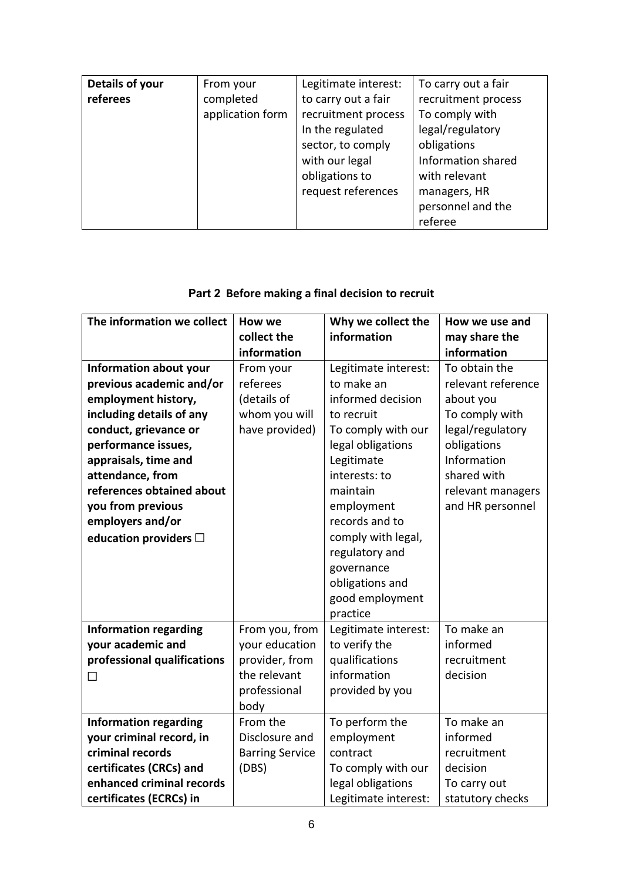| **Details of your referees** | From your completed application form | Legitimate interest: to carry out a fair recruitment process In the regulated sector, to comply with our legal obligations to request references | To carry out a fair recruitment process To comply with legal/regulatory obligations Information shared with relevant managers, HR personnel and the referee |
|---|---|---|---|

**Part 2 Before making a final decision to recruit**

| The information we collect | How we collect the information | Why we collect the information | How we use and may share the information |
|---|---|---|---|
| **Information about your previous academic and/or employment history, including details of any conduct, grievance or performance issues, appraisals, time and attendance, from references obtained about you from previous employers and/or education providers ☐** | From your referees (details of whom you will have provided) | Legitimate interest: to make an informed decision to recruit To comply with our legal obligations Legitimate interests: to maintain employment records and to comply with legal, regulatory and governance obligations and good employment practice | To obtain the relevant reference about you To comply with legal/regulatory obligations Information shared with relevant managers and HR personnel |
| **Information regarding your academic and professional qualifications ☐** | From you, from your education provider, from the relevant professional body | Legitimate interest: to verify the qualifications information provided by you | To make an informed recruitment decision |
| **Information regarding your criminal record, in criminal records certificates (CRCs) and enhanced criminal records certificates (ECRCs) in** | From the Disclosure and Barring Service (DBS) | To perform the employment contract To comply with our legal obligations Legitimate interest: | To make an informed recruitment decision To carry out statutory checks |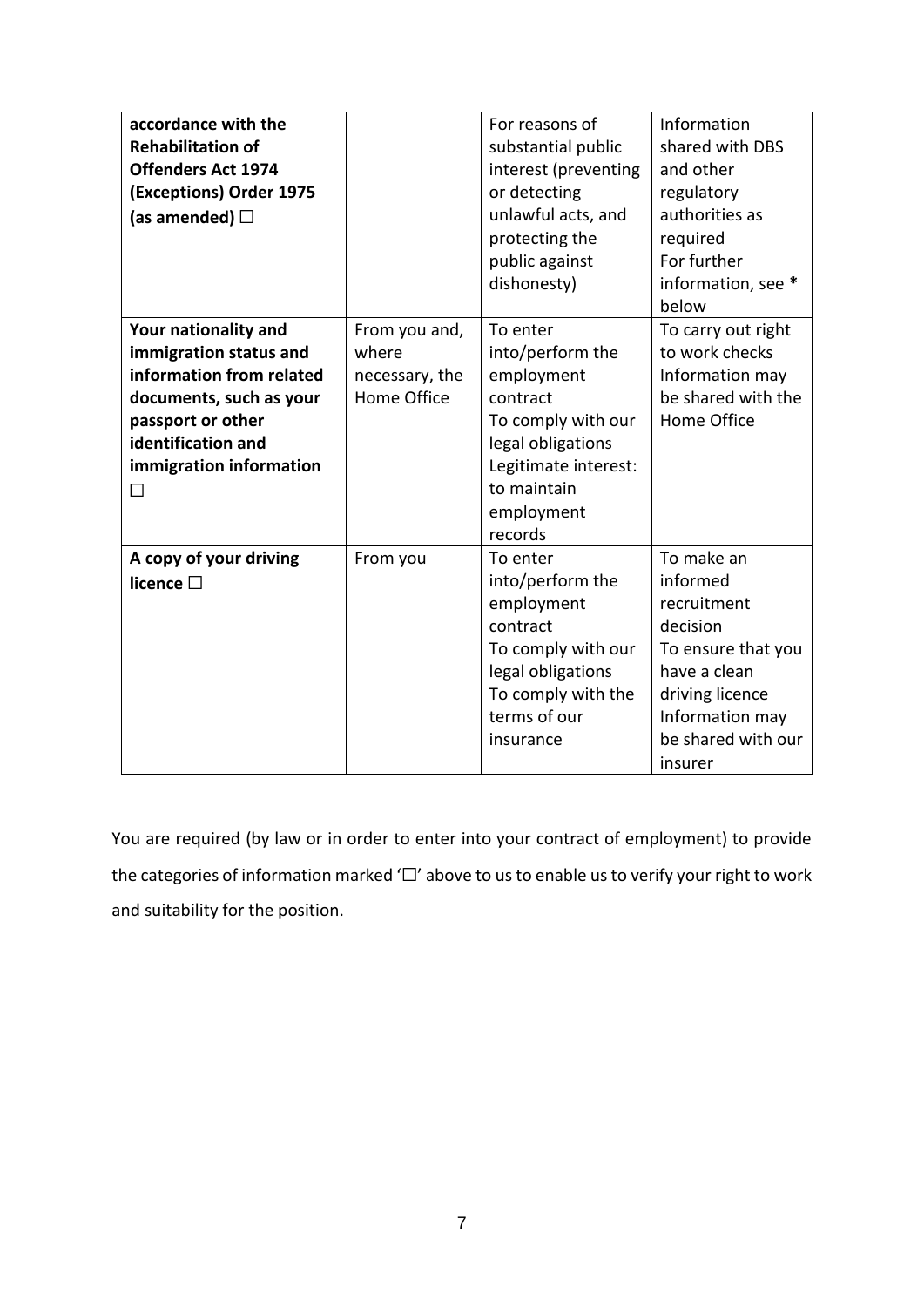| | | | |
|---|---|---|---|
| **accordance with the Rehabilitation of Offenders Act 1974 (Exceptions) Order 1975 (as amended) ☐** | | For reasons of substantial public interest (preventing or detecting unlawful acts, and protecting the public against dishonesty) | Information shared with DBS and other regulatory authorities as required<br>For further information, see **\*** below |
| **Your nationality and immigration status and information from related documents, such as your passport or other identification and immigration information ☐** | From you and, where necessary, the Home Office | To enter into/perform the employment contract<br>To comply with our legal obligations<br>Legitimate interest: to maintain employment records | To carry out right to work checks<br>Information may be shared with the Home Office |
| **A copy of your driving licence ☐** | From you | To enter into/perform the employment contract<br>To comply with our legal obligations<br>To comply with the terms of our insurance | To make an informed recruitment decision<br>To ensure that you have a clean driving licence<br>Information may be shared with our insurer |

You are required (by law or in order to enter into your contract of employment) to provide the categories of information marked '☐' above to us to enable us to verify your right to work and suitability for the position.